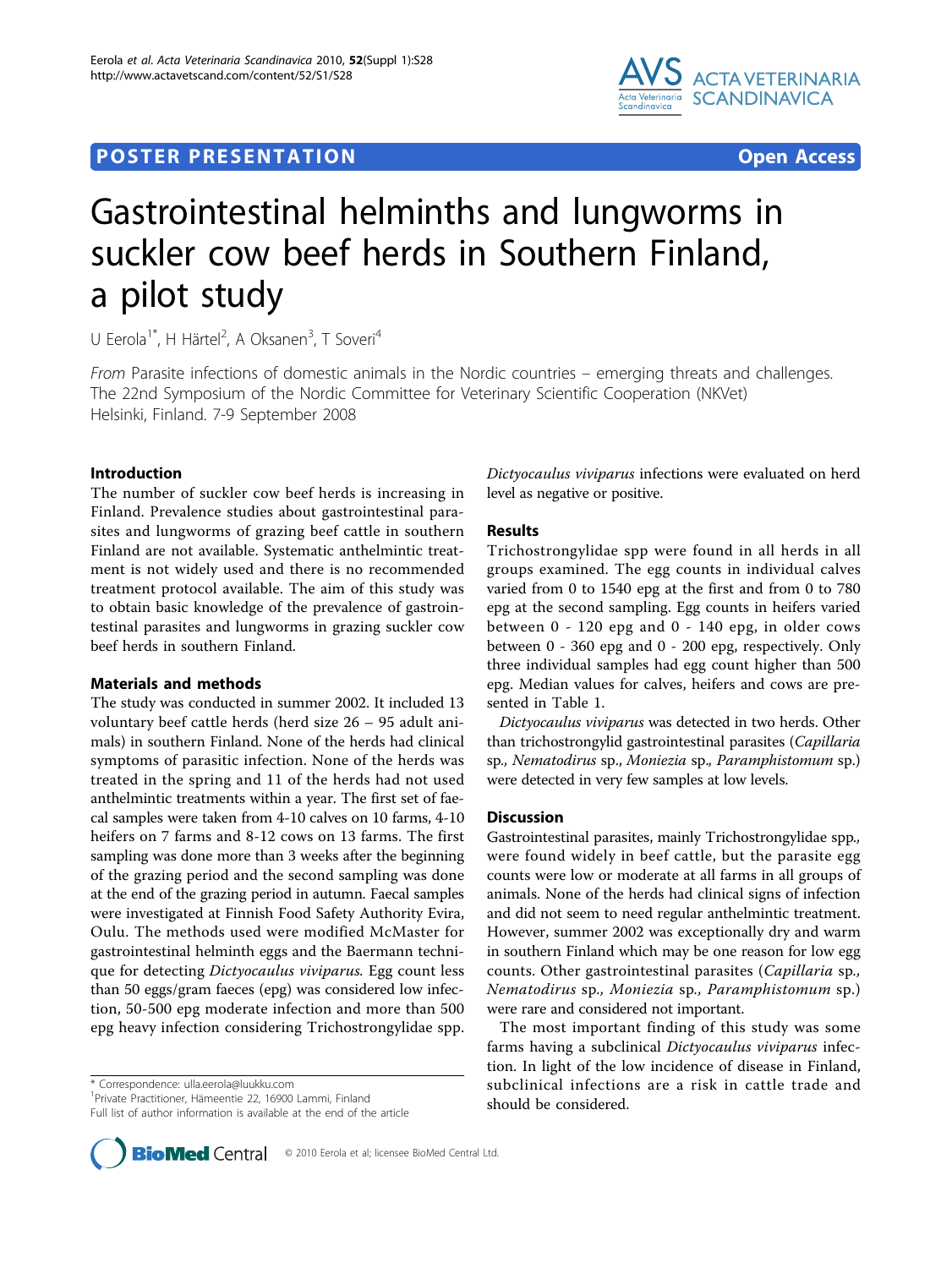POSTER PRESENTATION

Open Access

# Gastrointestinal helminths and lungworms in suckler cow beef herds in Southern Finland, a pilot study

U Eerola[1*], H Härtel[2], A Oksanen[3], T Soveri[4]

*From* Parasite infections of domestic animals in the Nordic countries – emerging threats and challenges. The 22nd Symposium of the Nordic Committee for Veterinary Scientific Cooperation (NKVet) Helsinki, Finland. 7-9 September 2008

## Introduction

The number of suckler cow beef herds is increasing in Finland. Prevalence studies about gastrointestinal parasites and lungworms of grazing beef cattle in southern Finland are not available. Systematic anthelmintic treatment is not widely used and there is no recommended treatment protocol available. The aim of this study was to obtain basic knowledge of the prevalence of gastrointestinal parasites and lungworms in grazing suckler cow beef herds in southern Finland.

## Materials and methods

The study was conducted in summer 2002. It included 13 voluntary beef cattle herds (herd size 26 – 95 adult animals) in southern Finland. None of the herds had clinical symptoms of parasitic infection. None of the herds was treated in the spring and 11 of the herds had not used anthelmintic treatments within a year. The first set of faecal samples were taken from 4-10 calves on 10 farms, 4-10 heifers on 7 farms and 8-12 cows on 13 farms. The first sampling was done more than 3 weeks after the beginning of the grazing period and the second sampling was done at the end of the grazing period in autumn. Faecal samples were investigated at Finnish Food Safety Authority Evira, Oulu. The methods used were modified McMaster for gastrointestinal helminth eggs and the Baermann technique for detecting *Dictyocaulus viviparus.* Egg count less than 50 eggs/gram faeces (epg) was considered low infection, 50-500 epg moderate infection and more than 500 epg heavy infection considering Trichostrongylidae spp. *Dictyocaulus viviparus* infections were evaluated on herd level as negative or positive.

## Results

Trichostrongylidae spp were found in all herds in all groups examined. The egg counts in individual calves varied from 0 to 1540 epg at the first and from 0 to 780 epg at the second sampling. Egg counts in heifers varied between 0 - 120 epg and 0 - 140 epg, in older cows between 0 - 360 epg and 0 - 200 epg, respectively. Only three individual samples had egg count higher than 500 epg. Median values for calves, heifers and cows are presented in Table 1.

*Dictyocaulus viviparus* was detected in two herds. Other than trichostrongylid gastrointestinal parasites (*Capillaria* sp., *Nematodirus* sp., *Moniezia* sp., *Paramphistomum* sp.) were detected in very few samples at low levels.

## Discussion

Gastrointestinal parasites, mainly Trichostrongylidae spp., were found widely in beef cattle, but the parasite egg counts were low or moderate at all farms in all groups of animals. None of the herds had clinical signs of infection and did not seem to need regular anthelmintic treatment. However, summer 2002 was exceptionally dry and warm in southern Finland which may be one reason for low egg counts. Other gastrointestinal parasites (*Capillaria* sp., *Nematodirus* sp., *Moniezia* sp., *Paramphistomum* sp.) were rare and considered not important.

The most important finding of this study was some farms having a subclinical *Dictyocaulus viviparus* infection. In light of the low incidence of disease in Finland, subclinical infections are a risk in cattle trade and should be considered.

\* Correspondence: ulla.eerola@luukku.com
[1]Private Practitioner, Hämeentie 22, 16900 Lammi, Finland
Full list of author information is available at the end of the article

© 2010 Eerola et al; licensee BioMed Central Ltd.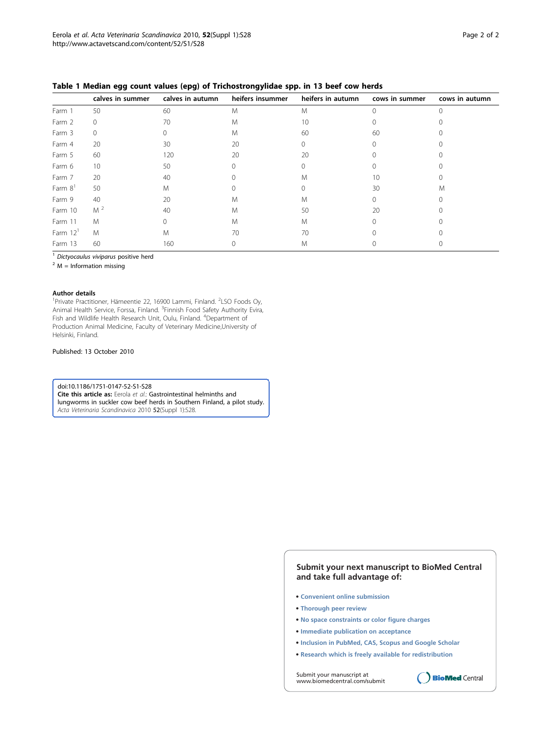**Table 1 Median egg count values (epg) of Trichostrongylidae spp. in 13 beef cow herds**

| | calves in summer | calves in autumn | heifers insummer | heifers in autumn | cows in summer | cows in autumn |
|---|---|---|---|---|---|---|
| Farm 1 | 50 | 60 | M | M | 0 | 0 |
| Farm 2 | 0 | 70 | M | 10 | 0 | 0 |
| Farm 3 | 0 | 0 | M | 60 | 60 | 0 |
| Farm 4 | 20 | 30 | 20 | 0 | 0 | 0 |
| Farm 5 | 60 | 120 | 20 | 20 | 0 | 0 |
| Farm 6 | 10 | 50 | 0 | 0 | 0 | 0 |
| Farm 7 | 20 | 40 | 0 | M | 10 | 0 |
| Farm 8[1] | 50 | M | 0 | 0 | 30 | M |
| Farm 9 | 40 | 20 | M | M | 0 | 0 |
| Farm 10 | M [2] | 40 | M | 50 | 20 | 0 |
| Farm 11 | M | 0 | M | M | 0 | 0 |
| Farm 12[1] | M | M | 70 | 70 | 0 | 0 |
| Farm 13 | 60 | 160 | 0 | M | 0 | 0 |

[1] *Dictyocaulus viviparus* positive herd

[2] M = Information missing

**Author details**

[1]Private Practitioner, Hämeentie 22, 16900 Lammi, Finland. [2]LSO Foods Oy, Animal Health Service, Forssa, Finland. [3]Finnish Food Safety Authority Evira, Fish and Wildlife Health Research Unit, Oulu, Finland. [4]Department of Production Animal Medicine, Faculty of Veterinary Medicine,University of Helsinki, Finland.

Published: 13 October 2010

doi:10.1186/1751-0147-52-S1-S28

**Cite this article as:** Eerola *et al.*: Gastrointestinal helminths and lungworms in suckler cow beef herds in Southern Finland, a pilot study. *Acta Veterinaria Scandinavica* 2010 **52**(Suppl 1):S28.

**Submit your next manuscript to BioMed Central and take full advantage of:**

- **Convenient online submission**
- **Thorough peer review**
- **No space constraints or color figure charges**
- **Immediate publication on acceptance**
- **Inclusion in PubMed, CAS, Scopus and Google Scholar**
- **Research which is freely available for redistribution**

Submit your manuscript at www.biomedcentral.com/submit

BioMed Central